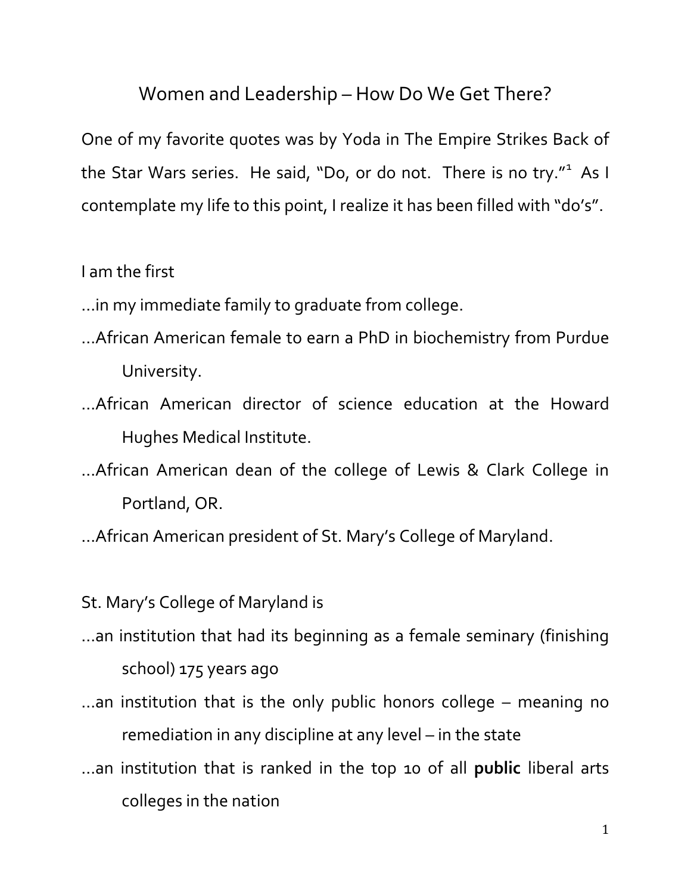# Women and Leadership – How Do We Get There?

One of my favorite quotes was by Yoda in The Empire Strikes Back of the Star Wars series. He said, "Do, or do not. There is no try."[1] As I contemplate my life to this point, I realize it has been filled with "do's".

I am the first

...in my immediate family to graduate from college.

...African American female to earn a PhD in biochemistry from Purdue University.

...African American director of science education at the Howard Hughes Medical Institute.

...African American dean of the college of Lewis & Clark College in Portland, OR.

...African American president of St. Mary's College of Maryland.

St. Mary's College of Maryland is

...an institution that had its beginning as a female seminary (finishing school) 175 years ago

...an institution that is the only public honors college – meaning no remediation in any discipline at any level – in the state

...an institution that is ranked in the top 10 of all **public** liberal arts colleges in the nation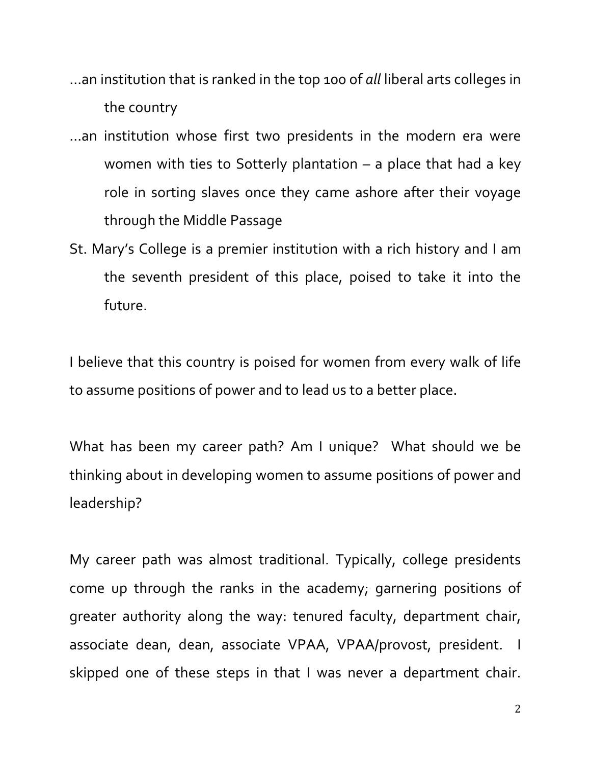...an institution that is ranked in the top 100 of *all* liberal arts colleges in the country

...an institution whose first two presidents in the modern era were women with ties to Sotterly plantation – a place that had a key role in sorting slaves once they came ashore after their voyage through the Middle Passage

St. Mary's College is a premier institution with a rich history and I am the seventh president of this place, poised to take it into the future.

I believe that this country is poised for women from every walk of life to assume positions of power and to lead us to a better place.

What has been my career path? Am I unique? What should we be thinking about in developing women to assume positions of power and leadership?

My career path was almost traditional. Typically, college presidents come up through the ranks in the academy; garnering positions of greater authority along the way: tenured faculty, department chair, associate dean, dean, associate VPAA, VPAA/provost, president. I skipped one of these steps in that I was never a department chair.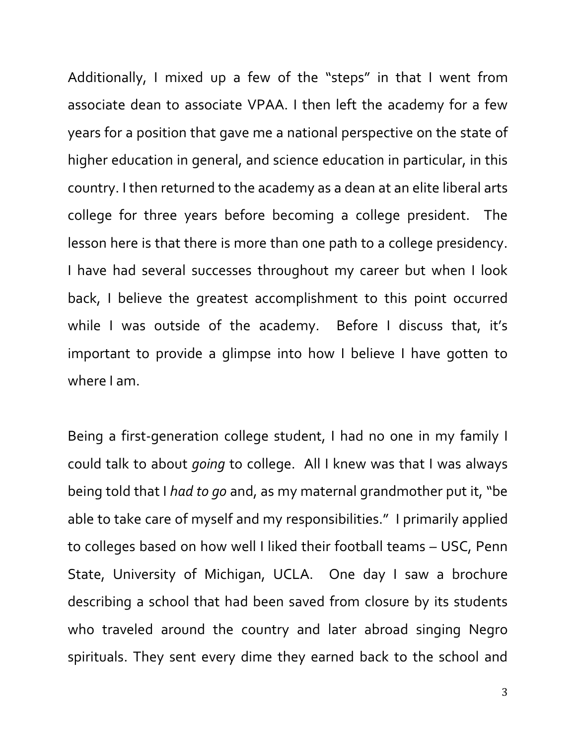Additionally, I mixed up a few of the "steps" in that I went from associate dean to associate VPAA. I then left the academy for a few years for a position that gave me a national perspective on the state of higher education in general, and science education in particular, in this country. I then returned to the academy as a dean at an elite liberal arts college for three years before becoming a college president. The lesson here is that there is more than one path to a college presidency. I have had several successes throughout my career but when I look back, I believe the greatest accomplishment to this point occurred while I was outside of the academy. Before I discuss that, it's important to provide a glimpse into how I believe I have gotten to where I am.

Being a first-generation college student, I had no one in my family I could talk to about *going* to college. All I knew was that I was always being told that I *had to go* and, as my maternal grandmother put it, "be able to take care of myself and my responsibilities." I primarily applied to colleges based on how well I liked their football teams – USC, Penn State, University of Michigan, UCLA. One day I saw a brochure describing a school that had been saved from closure by its students who traveled around the country and later abroad singing Negro spirituals. They sent every dime they earned back to the school and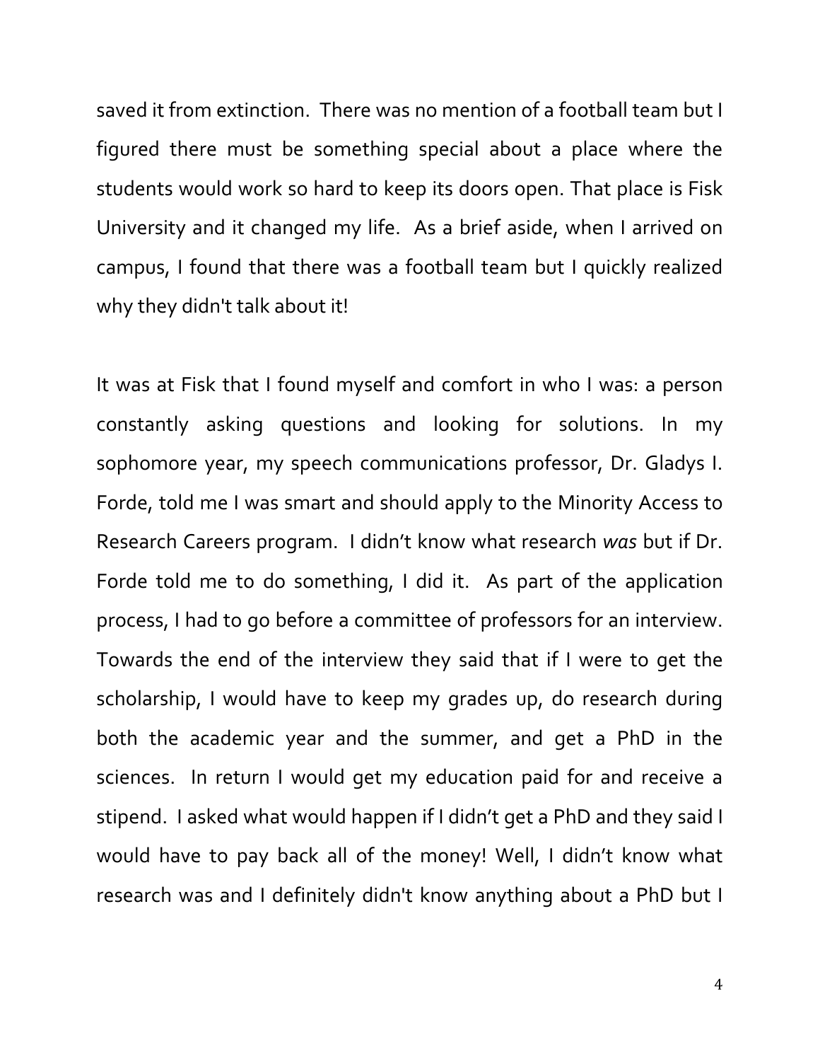saved it from extinction. There was no mention of a football team but I figured there must be something special about a place where the students would work so hard to keep its doors open. That place is Fisk University and it changed my life. As a brief aside, when I arrived on campus, I found that there was a football team but I quickly realized why they didn't talk about it!

It was at Fisk that I found myself and comfort in who I was: a person constantly asking questions and looking for solutions. In my sophomore year, my speech communications professor, Dr. Gladys I. Forde, told me I was smart and should apply to the Minority Access to Research Careers program. I didn't know what research *was* but if Dr. Forde told me to do something, I did it. As part of the application process, I had to go before a committee of professors for an interview. Towards the end of the interview they said that if I were to get the scholarship, I would have to keep my grades up, do research during both the academic year and the summer, and get a PhD in the sciences. In return I would get my education paid for and receive a stipend. I asked what would happen if I didn't get a PhD and they said I would have to pay back all of the money! Well, I didn't know what research was and I definitely didn't know anything about a PhD but I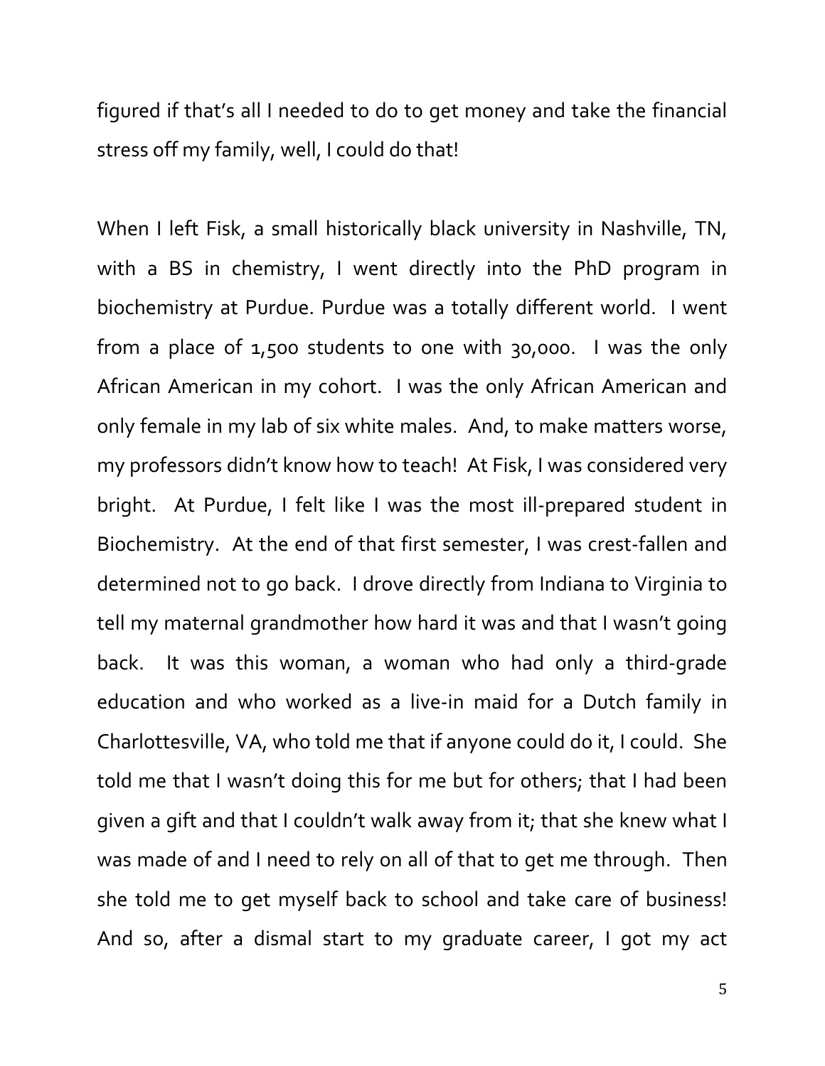figured if that's all I needed to do to get money and take the financial stress off my family, well, I could do that!

When I left Fisk, a small historically black university in Nashville, TN, with a BS in chemistry, I went directly into the PhD program in biochemistry at Purdue. Purdue was a totally different world. I went from a place of 1,500 students to one with 30,000. I was the only African American in my cohort. I was the only African American and only female in my lab of six white males. And, to make matters worse, my professors didn't know how to teach! At Fisk, I was considered very bright. At Purdue, I felt like I was the most ill-prepared student in Biochemistry. At the end of that first semester, I was crest-fallen and determined not to go back. I drove directly from Indiana to Virginia to tell my maternal grandmother how hard it was and that I wasn't going back. It was this woman, a woman who had only a third-grade education and who worked as a live-in maid for a Dutch family in Charlottesville, VA, who told me that if anyone could do it, I could. She told me that I wasn't doing this for me but for others; that I had been given a gift and that I couldn't walk away from it; that she knew what I was made of and I need to rely on all of that to get me through. Then she told me to get myself back to school and take care of business! And so, after a dismal start to my graduate career, I got my act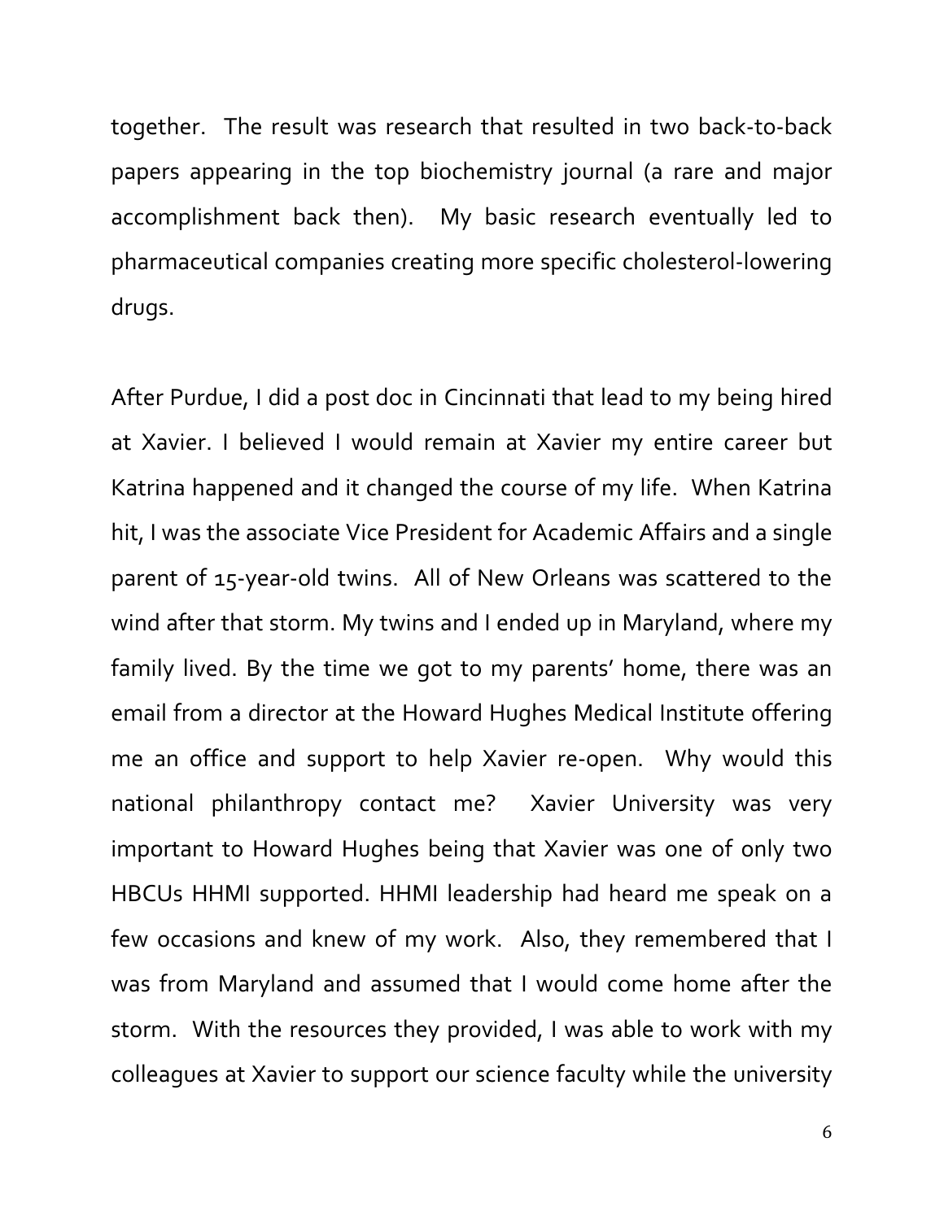together. The result was research that resulted in two back-to-back papers appearing in the top biochemistry journal (a rare and major accomplishment back then). My basic research eventually led to pharmaceutical companies creating more specific cholesterol-lowering drugs.

After Purdue, I did a post doc in Cincinnati that lead to my being hired at Xavier. I believed I would remain at Xavier my entire career but Katrina happened and it changed the course of my life. When Katrina hit, I was the associate Vice President for Academic Affairs and a single parent of 15-year-old twins. All of New Orleans was scattered to the wind after that storm. My twins and I ended up in Maryland, where my family lived. By the time we got to my parents' home, there was an email from a director at the Howard Hughes Medical Institute offering me an office and support to help Xavier re-open. Why would this national philanthropy contact me? Xavier University was very important to Howard Hughes being that Xavier was one of only two HBCUs HHMI supported. HHMI leadership had heard me speak on a few occasions and knew of my work. Also, they remembered that I was from Maryland and assumed that I would come home after the storm. With the resources they provided, I was able to work with my colleagues at Xavier to support our science faculty while the university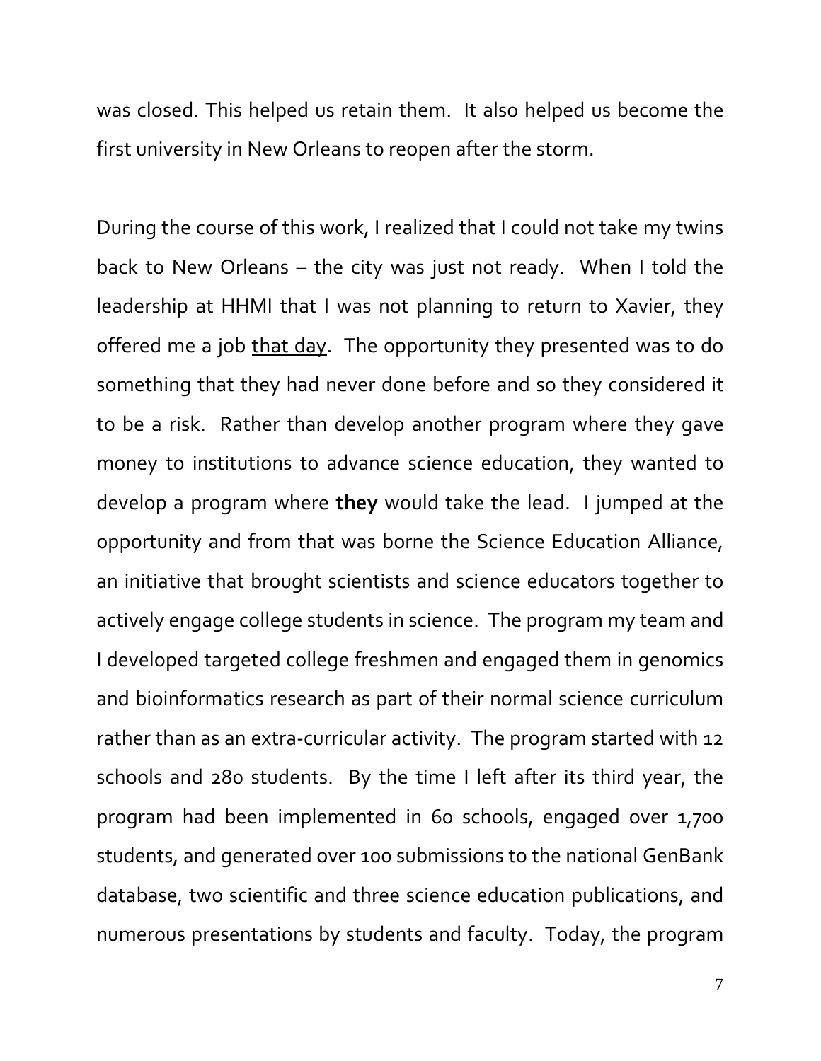was closed. This helped us retain them. It also helped us become the first university in New Orleans to reopen after the storm.

During the course of this work, I realized that I could not take my twins back to New Orleans – the city was just not ready. When I told the leadership at HHMI that I was not planning to return to Xavier, they offered me a job <u>that day</u>. The opportunity they presented was to do something that they had never done before and so they considered it to be a risk. Rather than develop another program where they gave money to institutions to advance science education, they wanted to develop a program where **they** would take the lead. I jumped at the opportunity and from that was borne the Science Education Alliance, an initiative that brought scientists and science educators together to actively engage college students in science. The program my team and I developed targeted college freshmen and engaged them in genomics and bioinformatics research as part of their normal science curriculum rather than as an extra-curricular activity. The program started with 12 schools and 280 students. By the time I left after its third year, the program had been implemented in 60 schools, engaged over 1,700 students, and generated over 100 submissions to the national GenBank database, two scientific and three science education publications, and numerous presentations by students and faculty. Today, the program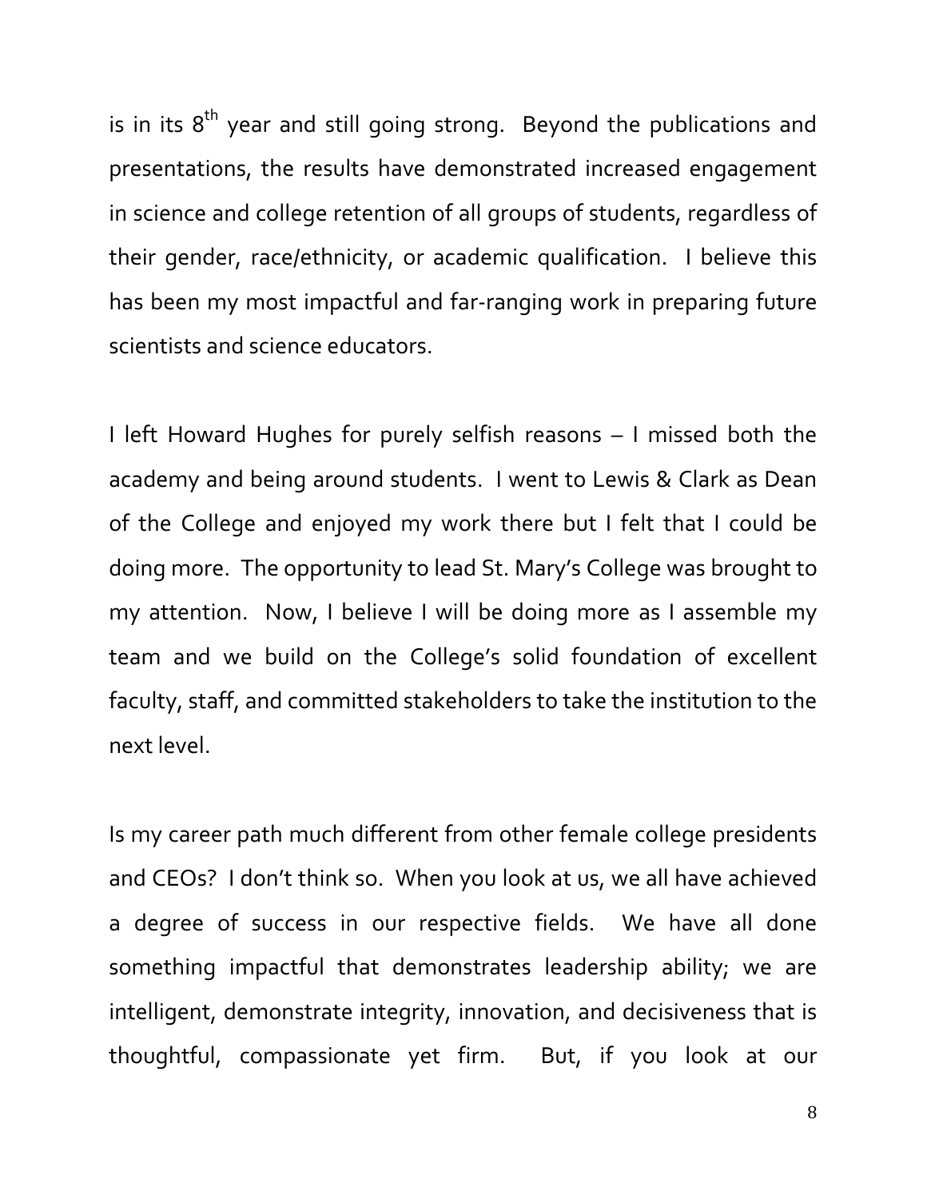is in its 8$^{th}$ year and still going strong. Beyond the publications and presentations, the results have demonstrated increased engagement in science and college retention of all groups of students, regardless of their gender, race/ethnicity, or academic qualification. I believe this has been my most impactful and far-ranging work in preparing future scientists and science educators.

I left Howard Hughes for purely selfish reasons – I missed both the academy and being around students. I went to Lewis & Clark as Dean of the College and enjoyed my work there but I felt that I could be doing more. The opportunity to lead St. Mary's College was brought to my attention. Now, I believe I will be doing more as I assemble my team and we build on the College's solid foundation of excellent faculty, staff, and committed stakeholders to take the institution to the next level.

Is my career path much different from other female college presidents and CEOs? I don't think so. When you look at us, we all have achieved a degree of success in our respective fields. We have all done something impactful that demonstrates leadership ability; we are intelligent, demonstrate integrity, innovation, and decisiveness that is thoughtful, compassionate yet firm. But, if you look at our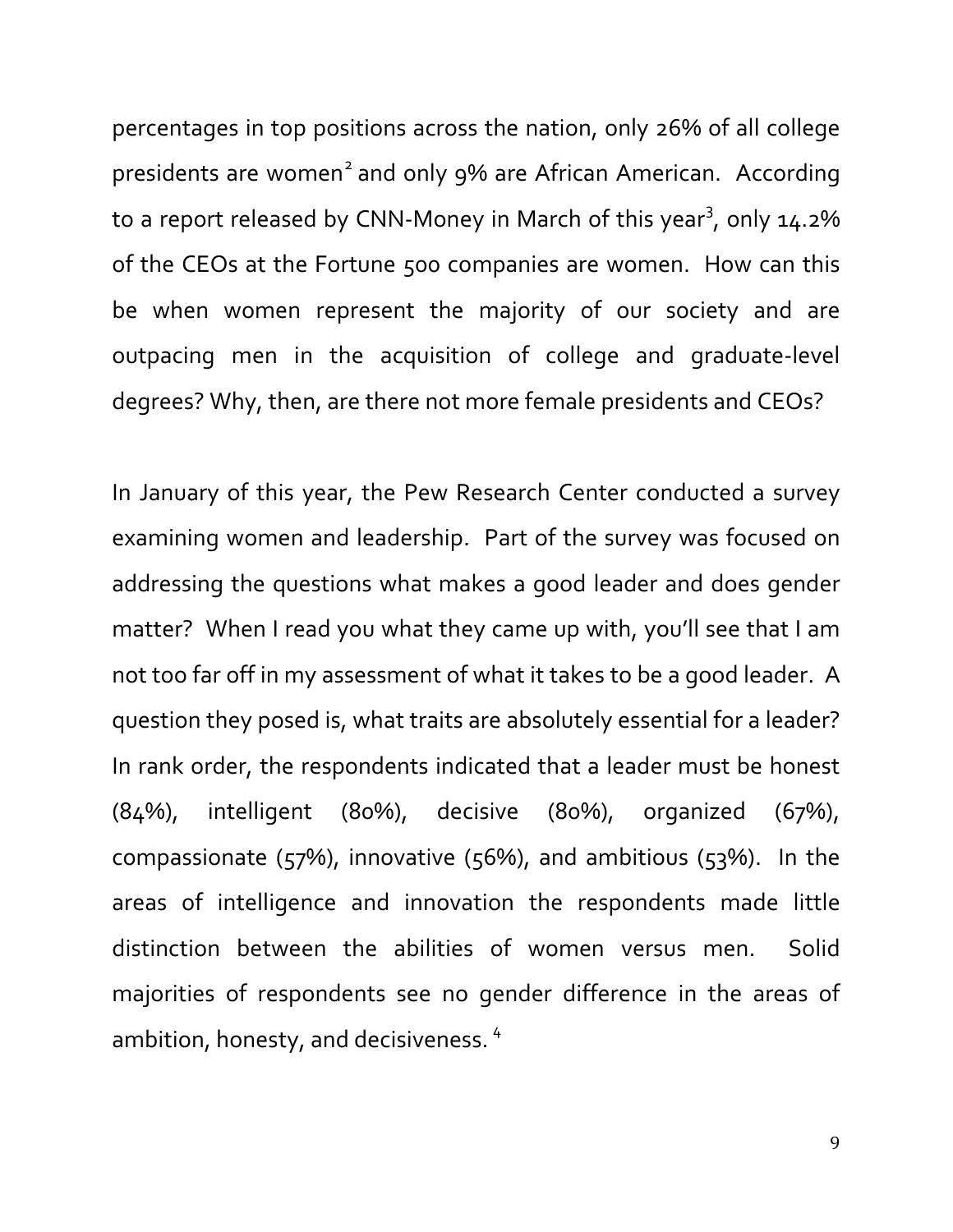percentages in top positions across the nation, only 26% of all college presidents are women[2] and only 9% are African American. According to a report released by CNN-Money in March of this year[3], only 14.2% of the CEOs at the Fortune 500 companies are women. How can this be when women represent the majority of our society and are outpacing men in the acquisition of college and graduate-level degrees? Why, then, are there not more female presidents and CEOs?

In January of this year, the Pew Research Center conducted a survey examining women and leadership. Part of the survey was focused on addressing the questions what makes a good leader and does gender matter? When I read you what they came up with, you'll see that I am not too far off in my assessment of what it takes to be a good leader. A question they posed is, what traits are absolutely essential for a leader? In rank order, the respondents indicated that a leader must be honest (84%), intelligent (80%), decisive (80%), organized (67%), compassionate (57%), innovative (56%), and ambitious (53%). In the areas of intelligence and innovation the respondents made little distinction between the abilities of women versus men. Solid majorities of respondents see no gender difference in the areas of ambition, honesty, and decisiveness. [4]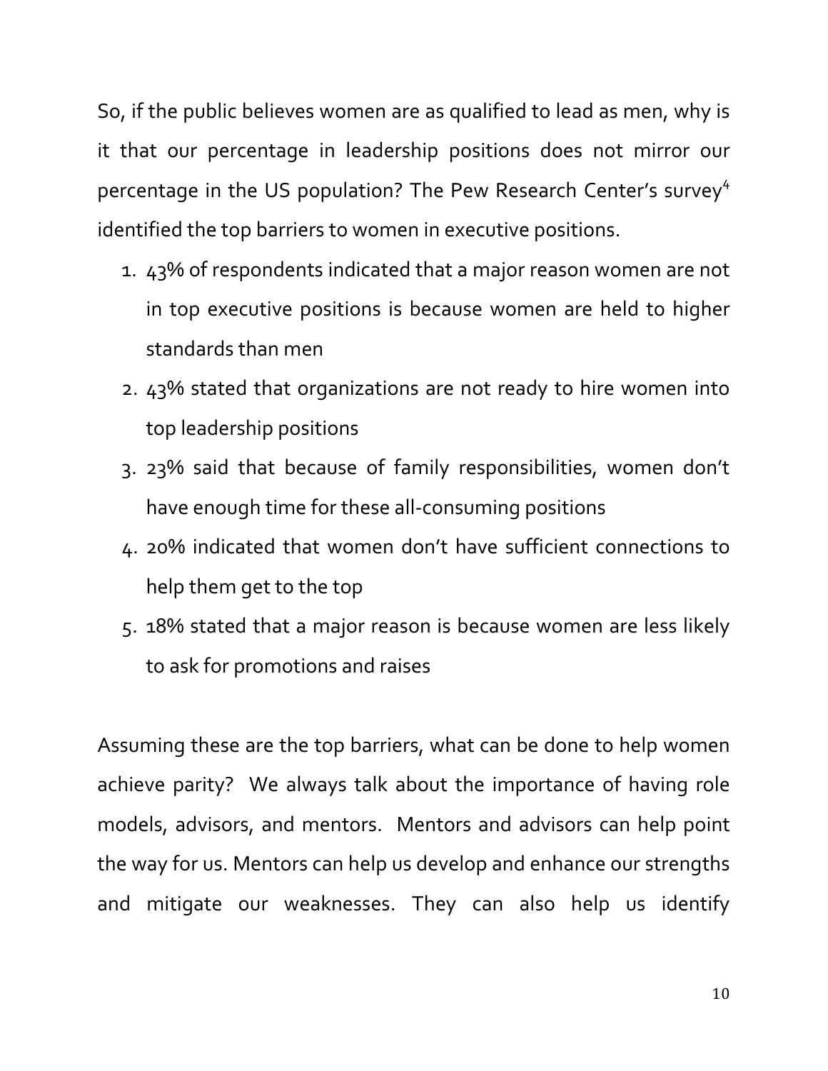So, if the public believes women are as qualified to lead as men, why is it that our percentage in leadership positions does not mirror our percentage in the US population? The Pew Research Center's survey[4] identified the top barriers to women in executive positions.

1. 43% of respondents indicated that a major reason women are not in top executive positions is because women are held to higher standards than men
2. 43% stated that organizations are not ready to hire women into top leadership positions
3. 23% said that because of family responsibilities, women don't have enough time for these all-consuming positions
4. 20% indicated that women don't have sufficient connections to help them get to the top
5. 18% stated that a major reason is because women are less likely to ask for promotions and raises

Assuming these are the top barriers, what can be done to help women achieve parity? We always talk about the importance of having role models, advisors, and mentors. Mentors and advisors can help point the way for us. Mentors can help us develop and enhance our strengths and mitigate our weaknesses. They can also help us identify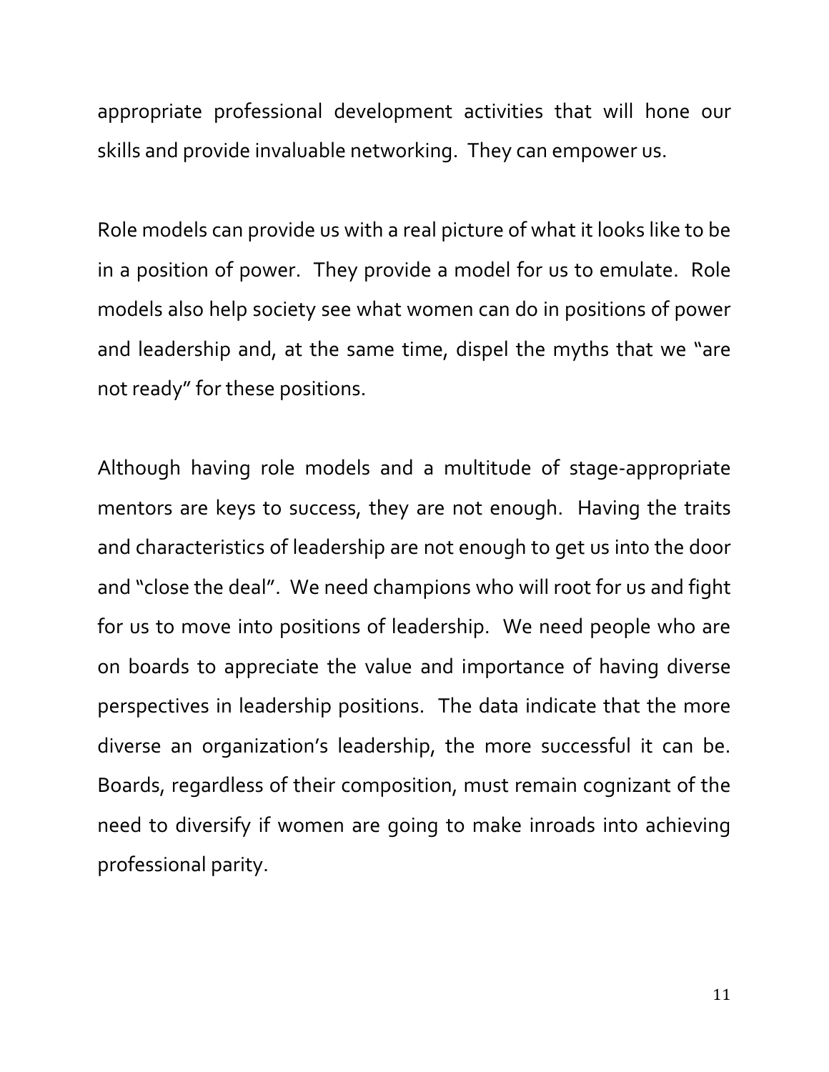appropriate professional development activities that will hone our skills and provide invaluable networking. They can empower us.

Role models can provide us with a real picture of what it looks like to be in a position of power. They provide a model for us to emulate. Role models also help society see what women can do in positions of power and leadership and, at the same time, dispel the myths that we "are not ready" for these positions.

Although having role models and a multitude of stage-appropriate mentors are keys to success, they are not enough. Having the traits and characteristics of leadership are not enough to get us into the door and "close the deal". We need champions who will root for us and fight for us to move into positions of leadership. We need people who are on boards to appreciate the value and importance of having diverse perspectives in leadership positions. The data indicate that the more diverse an organization's leadership, the more successful it can be. Boards, regardless of their composition, must remain cognizant of the need to diversify if women are going to make inroads into achieving professional parity.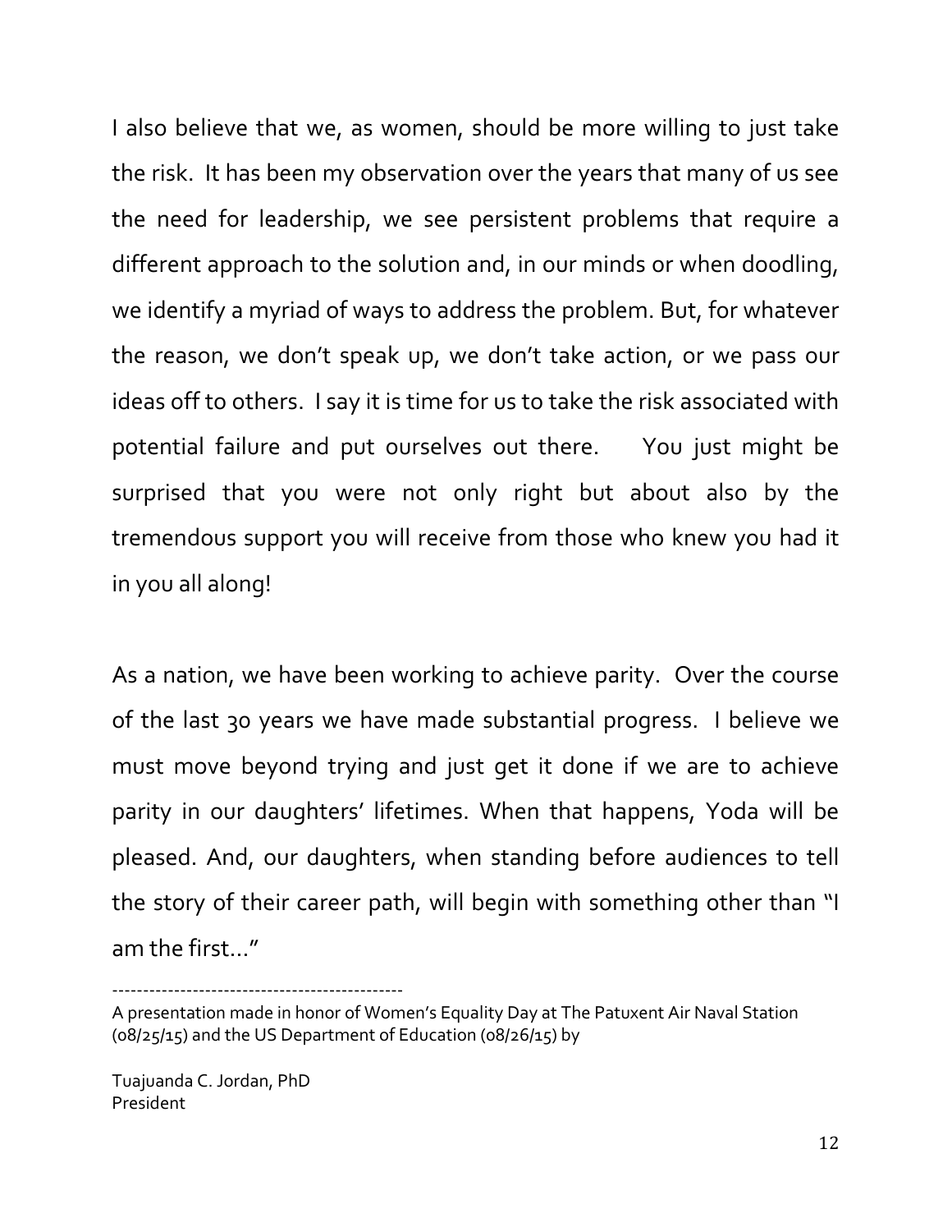I also believe that we, as women, should be more willing to just take the risk. It has been my observation over the years that many of us see the need for leadership, we see persistent problems that require a different approach to the solution and, in our minds or when doodling, we identify a myriad of ways to address the problem. But, for whatever the reason, we don't speak up, we don't take action, or we pass our ideas off to others. I say it is time for us to take the risk associated with potential failure and put ourselves out there. You just might be surprised that you were not only right but about also by the tremendous support you will receive from those who knew you had it in you all along!

As a nation, we have been working to achieve parity. Over the course of the last 30 years we have made substantial progress. I believe we must move beyond trying and just get it done if we are to achieve parity in our daughters' lifetimes. When that happens, Yoda will be pleased. And, our daughters, when standing before audiences to tell the story of their career path, will begin with something other than "I am the first…"

---

A presentation made in honor of Women's Equality Day at The Patuxent Air Naval Station (08/25/15) and the US Department of Education (08/26/15) by

Tuajuanda C. Jordan, PhD
President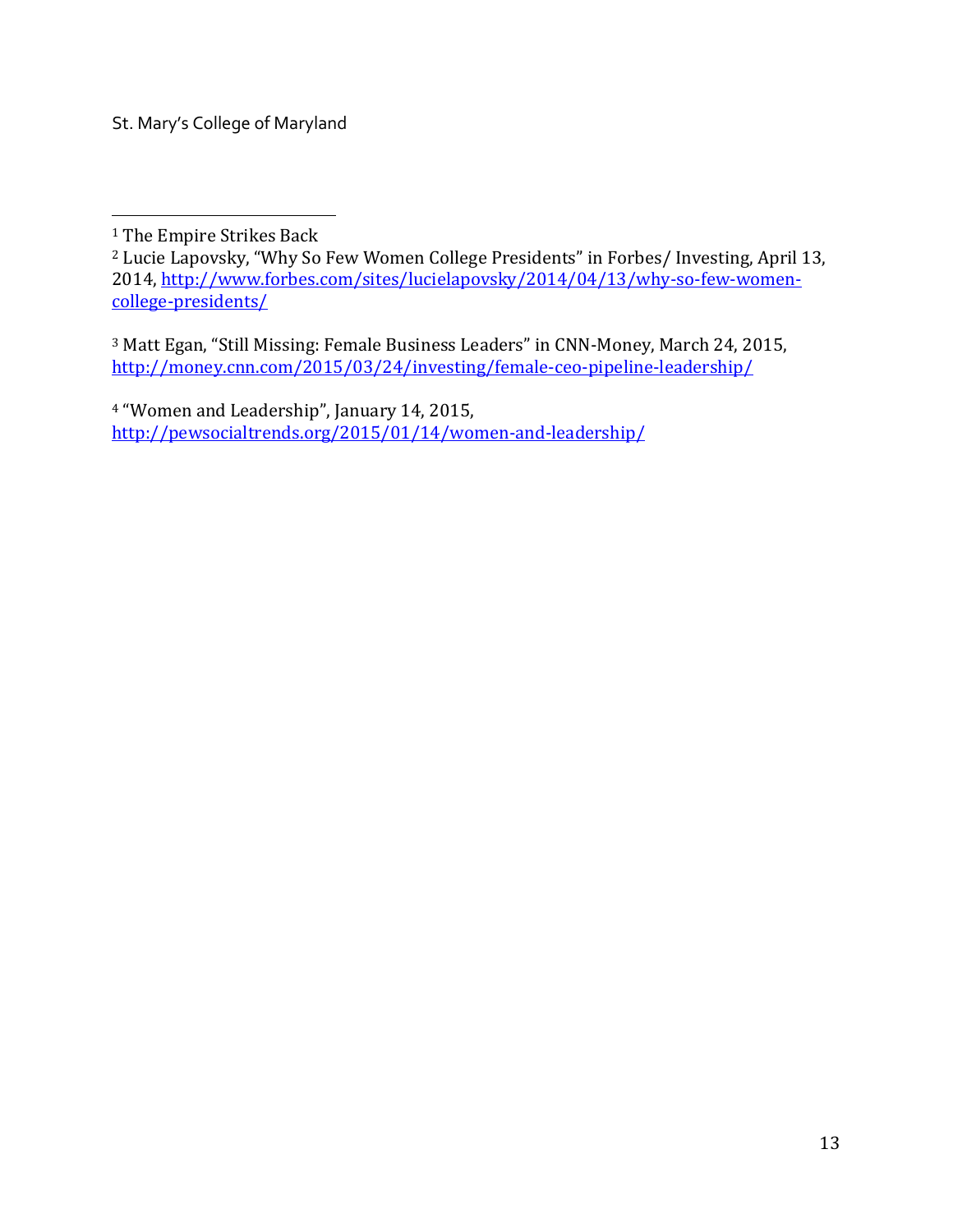St. Mary's College of Maryland

---

[1] The Empire Strikes Back

[2] Lucie Lapovsky, "Why So Few Women College Presidents" in Forbes/ Investing, April 13, 2014, http://www.forbes.com/sites/lucielapovsky/2014/04/13/why-so-few-women-college-presidents/

[3] Matt Egan, "Still Missing: Female Business Leaders" in CNN-Money, March 24, 2015, http://money.cnn.com/2015/03/24/investing/female-ceo-pipeline-leadership/

[4] "Women and Leadership", January 14, 2015, http://pewsocialtrends.org/2015/01/14/women-and-leadership/